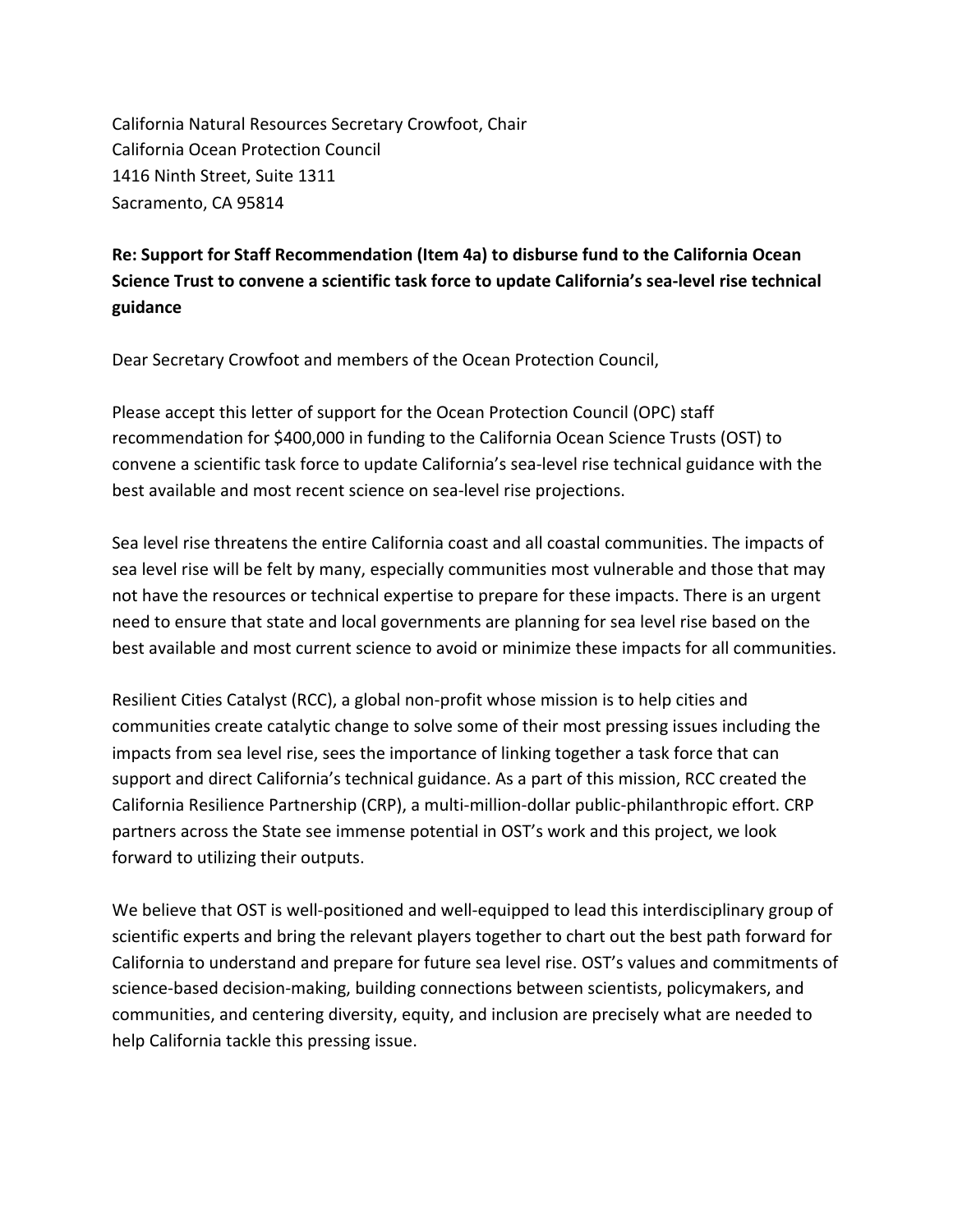California Natural Resources Secretary Crowfoot, Chair
California Ocean Protection Council
1416 Ninth Street, Suite 1311
Sacramento, CA 95814

**Re: Support for Staff Recommendation (Item 4a) to disburse fund to the California Ocean Science Trust to convene a scientific task force to update California's sea-level rise technical guidance**

Dear Secretary Crowfoot and members of the Ocean Protection Council,

Please accept this letter of support for the Ocean Protection Council (OPC) staff recommendation for $400,000 in funding to the California Ocean Science Trusts (OST) to convene a scientific task force to update California's sea-level rise technical guidance with the best available and most recent science on sea-level rise projections.

Sea level rise threatens the entire California coast and all coastal communities. The impacts of sea level rise will be felt by many, especially communities most vulnerable and those that may not have the resources or technical expertise to prepare for these impacts. There is an urgent need to ensure that state and local governments are planning for sea level rise based on the best available and most current science to avoid or minimize these impacts for all communities.

Resilient Cities Catalyst (RCC), a global non-profit whose mission is to help cities and communities create catalytic change to solve some of their most pressing issues including the impacts from sea level rise, sees the importance of linking together a task force that can support and direct California's technical guidance. As a part of this mission, RCC created the California Resilience Partnership (CRP), a multi-million-dollar public-philanthropic effort. CRP partners across the State see immense potential in OST's work and this project, we look forward to utilizing their outputs.

We believe that OST is well-positioned and well-equipped to lead this interdisciplinary group of scientific experts and bring the relevant players together to chart out the best path forward for California to understand and prepare for future sea level rise. OST's values and commitments of science-based decision-making, building connections between scientists, policymakers, and communities, and centering diversity, equity, and inclusion are precisely what are needed to help California tackle this pressing issue.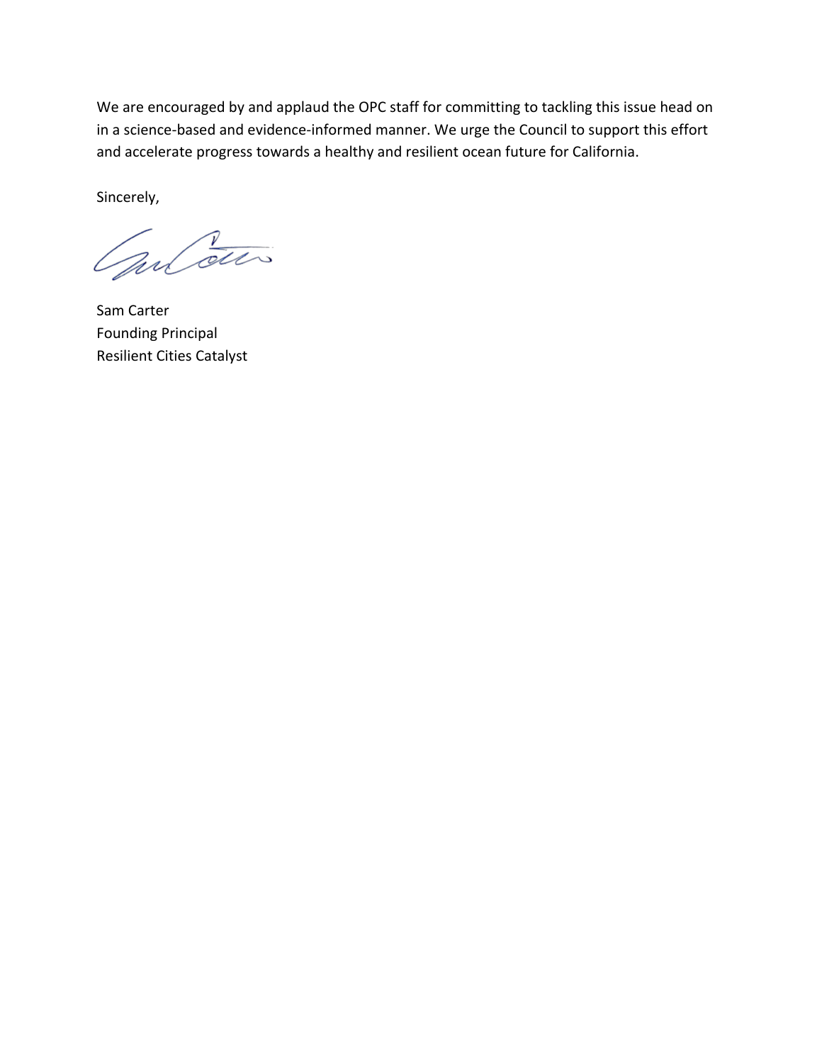We are encouraged by and applaud the OPC staff for committing to tackling this issue head on in a science-based and evidence-informed manner. We urge the Council to support this effort and accelerate progress towards a healthy and resilient ocean future for California.

Sincerely,

Sam Carter
Founding Principal
Resilient Cities Catalyst